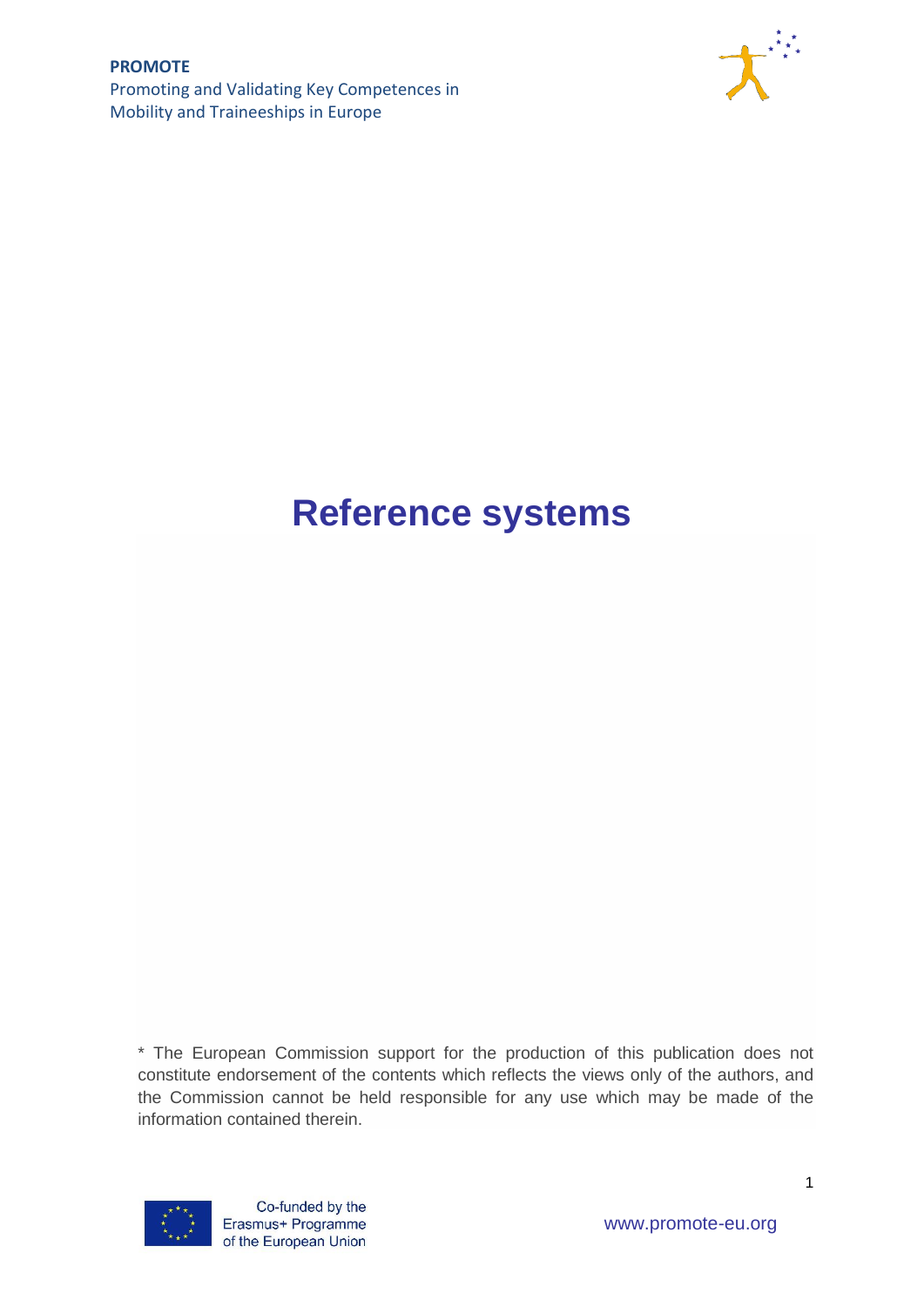**PROMOTE**
Promoting and Validating Key Competences in Mobility and Traineeships in Europe

# Reference systems

* The European Commission support for the production of this publication does not constitute endorsement of the contents which reflects the views only of the authors, and the Commission cannot be held responsible for any use which may be made of the information contained therein.

Co-funded by the Erasmus+ Programme of the European Union

www.promote-eu.org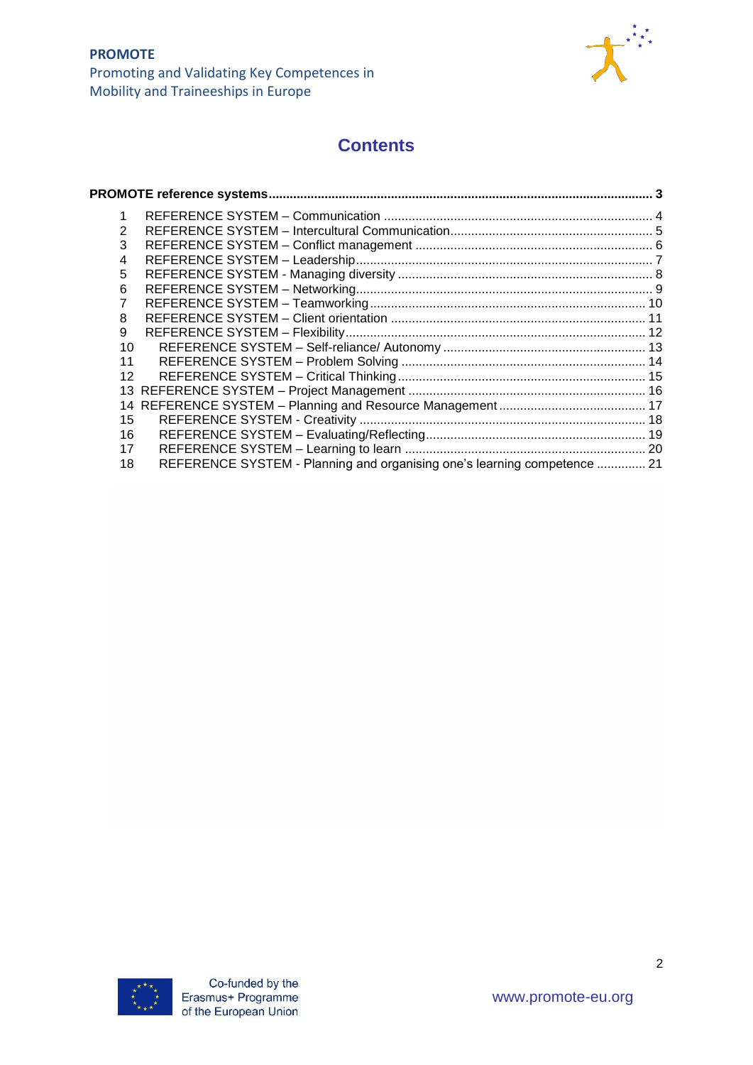# Contents

**PROMOTE reference systems** ..... 3

1 REFERENCE SYSTEM – Communication ..... 4
2 REFERENCE SYSTEM – Intercultural Communication ..... 5
3 REFERENCE SYSTEM – Conflict management ..... 6
4 REFERENCE SYSTEM – Leadership ..... 7
5 REFERENCE SYSTEM - Managing diversity ..... 8
6 REFERENCE SYSTEM – Networking ..... 9
7 REFERENCE SYSTEM – Teamworking ..... 10
8 REFERENCE SYSTEM – Client orientation ..... 11
9 REFERENCE SYSTEM – Flexibility ..... 12
10 REFERENCE SYSTEM – Self-reliance/ Autonomy ..... 13
11 REFERENCE SYSTEM – Problem Solving ..... 14
12 REFERENCE SYSTEM – Critical Thinking ..... 15
13 REFERENCE SYSTEM – Project Management ..... 16
14 REFERENCE SYSTEM – Planning and Resource Management ..... 17
15 REFERENCE SYSTEM - Creativity ..... 18
16 REFERENCE SYSTEM – Evaluating/Reflecting ..... 19
17 REFERENCE SYSTEM – Learning to learn ..... 20
18 REFERENCE SYSTEM - Planning and organising one's learning competence ..... 21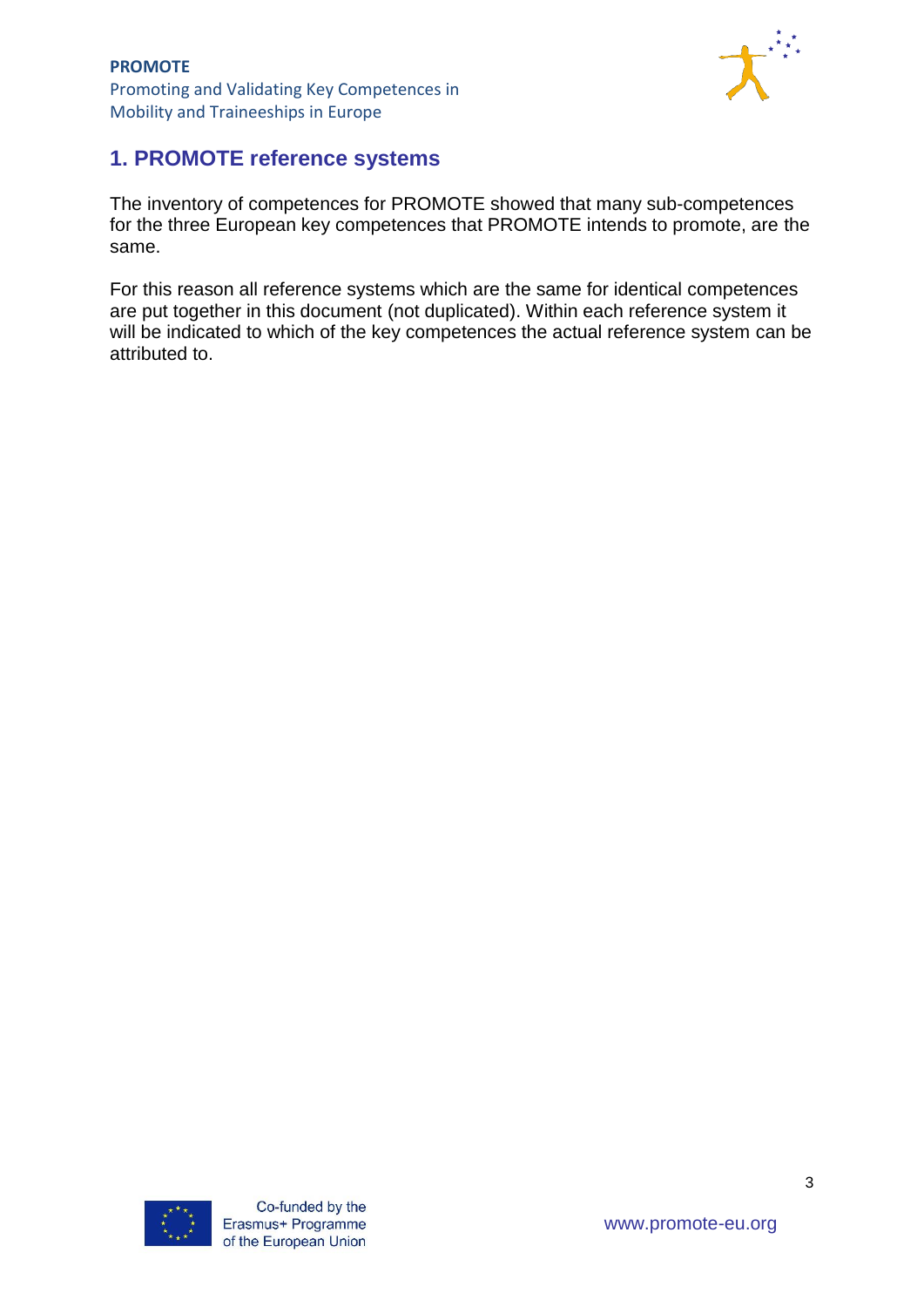## 1. PROMOTE reference systems

The inventory of competences for PROMOTE showed that many sub-competences for the three European key competences that PROMOTE intends to promote, are the same.

For this reason all reference systems which are the same for identical competences are put together in this document (not duplicated). Within each reference system it will be indicated to which of the key competences the actual reference system can be attributed to.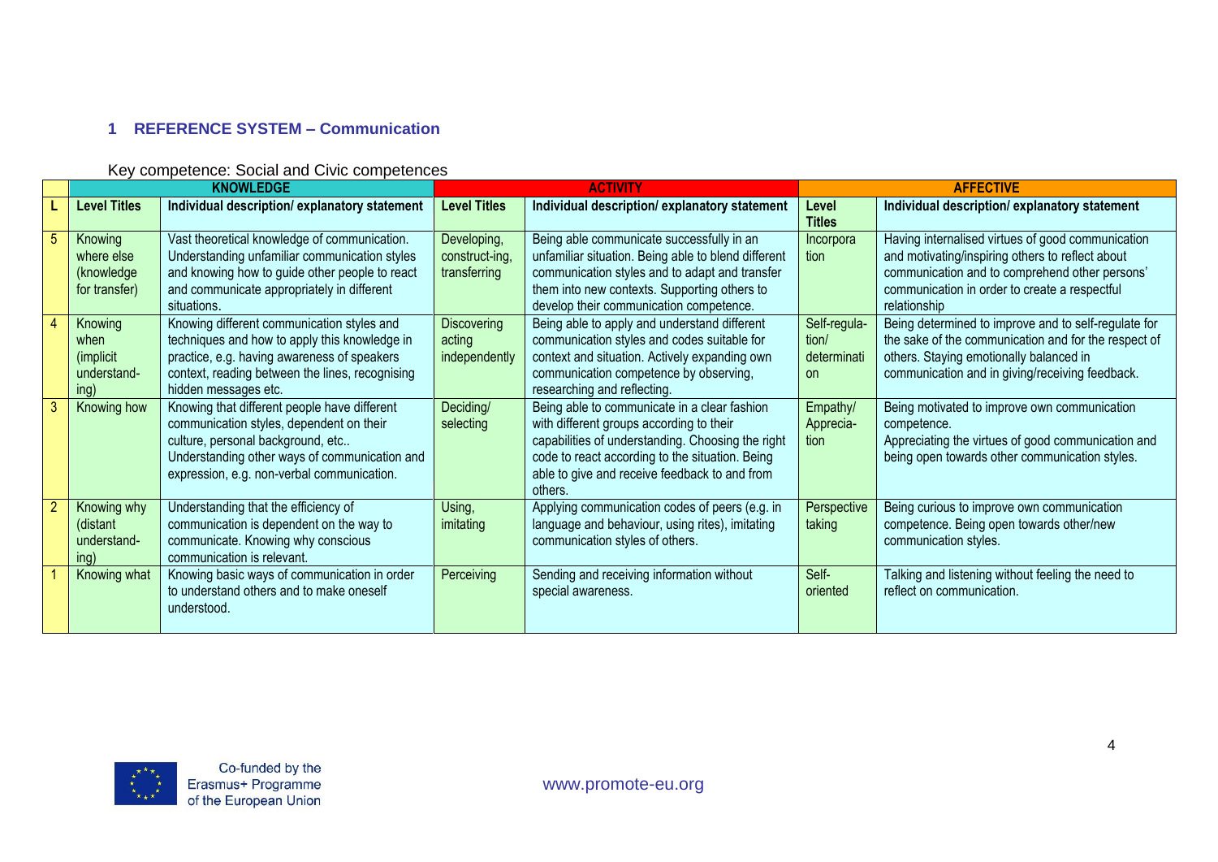## 1 REFERENCE SYSTEM – Communication

Key competence: Social and Civic competences

| | KNOWLEDGE | | ACTIVITY | | AFFECTIVE | |
|---|---|---|---|---|---|---|
| **L** | **Level Titles** | **Individual description/ explanatory statement** | **Level Titles** | **Individual description/ explanatory statement** | **Level Titles** | **Individual description/ explanatory statement** |
| 5 | Knowing where else (knowledge for transfer) | Vast theoretical knowledge of communication. Understanding unfamiliar communication styles and knowing how to guide other people to react and communicate appropriately in different situations. | Developing, construct-ing, transferring | Being able communicate successfully in an unfamiliar situation. Being able to blend different communication styles and to adapt and transfer them into new contexts. Supporting others to develop their communication competence. | Incorpora tion | Having internalised virtues of good communication and motivating/inspiring others to reflect about communication and to comprehend other persons' communication in order to create a respectful relationship |
| 4 | Knowing when (implicit understand-ing) | Knowing different communication styles and techniques and how to apply this knowledge in practice, e.g. having awareness of speakers context, reading between the lines, recognising hidden messages etc. | Discovering acting independently | Being able to apply and understand different communication styles and codes suitable for context and situation. Actively expanding own communication competence by observing, researching and reflecting. | Self-regula-tion/ determinati on | Being determined to improve and to self-regulate for the sake of the communication and for the respect of others. Staying emotionally balanced in communication and in giving/receiving feedback. |
| 3 | Knowing how | Knowing that different people have different communication styles, dependent on their culture, personal background, etc.. Understanding other ways of communication and expression, e.g. non-verbal communication. | Deciding/ selecting | Being able to communicate in a clear fashion with different groups according to their capabilities of understanding. Choosing the right code to react according to the situation. Being able to give and receive feedback to and from others. | Empathy/ Apprecia-tion | Being motivated to improve own communication competence. Appreciating the virtues of good communication and being open towards other communication styles. |
| 2 | Knowing why (distant understand-ing) | Understanding that the efficiency of communication is dependent on the way to communicate. Knowing why conscious communication is relevant. | Using, imitating | Applying communication codes of peers (e.g. in language and behaviour, using rites), imitating communication styles of others. | Perspective taking | Being curious to improve own communication competence. Being open towards other/new communication styles. |
| 1 | Knowing what | Knowing basic ways of communication in order to understand others and to make oneself understood. | Perceiving | Sending and receiving information without special awareness. | Self-oriented | Talking and listening without feeling the need to reflect on communication. |

Co-funded by the Erasmus+ Programme of the European Union

www.promote-eu.org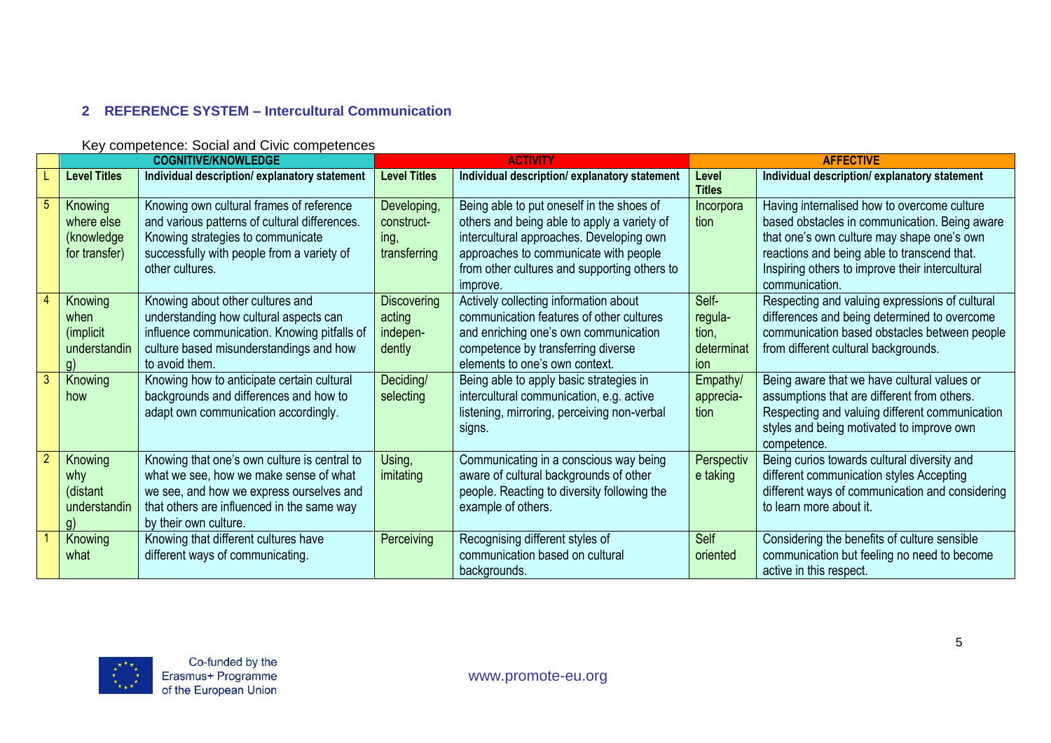## 2 REFERENCE SYSTEM – Intercultural Communication

Key competence: Social and Civic competences

| | COGNITIVE/KNOWLEDGE | | ACTIVITY | | AFFECTIVE | |
|---|---|---|---|---|---|---|
| L | **Level Titles** | **Individual description/ explanatory statement** | **Level Titles** | **Individual description/ explanatory statement** | **Level Titles** | **Individual description/ explanatory statement** |
| 5 | Knowing where else (knowledge for transfer) | Knowing own cultural frames of reference and various patterns of cultural differences. Knowing strategies to communicate successfully with people from a variety of other cultures. | Developing, construct-ing, transferring | Being able to put oneself in the shoes of others and being able to apply a variety of intercultural approaches. Developing own approaches to communicate with people from other cultures and supporting others to improve. | Incorpora tion | Having internalised how to overcome culture based obstacles in communication. Being aware that one's own culture may shape one's own reactions and being able to transcend that. Inspiring others to improve their intercultural communication. |
| 4 | Knowing when (implicit understandin g) | Knowing about other cultures and understanding how cultural aspects can influence communication. Knowing pitfalls of culture based misunderstandings and how to avoid them. | Discovering acting indepen-dently | Actively collecting information about communication features of other cultures and enriching one's own communication competence by transferring diverse elements to one's own context. | Self-regula-tion, determinat ion | Respecting and valuing expressions of cultural differences and being determined to overcome communication based obstacles between people from different cultural backgrounds. |
| 3 | Knowing how | Knowing how to anticipate certain cultural backgrounds and differences and how to adapt own communication accordingly. | Deciding/ selecting | Being able to apply basic strategies in intercultural communication, e.g. active listening, mirroring, perceiving non-verbal signs. | Empathy/ apprecia-tion | Being aware that we have cultural values or assumptions that are different from others. Respecting and valuing different communication styles and being motivated to improve own competence. |
| 2 | Knowing why (distant understandin g) | Knowing that one's own culture is central to what we see, how we make sense of what we see, and how we express ourselves and that others are influenced in the same way by their own culture. | Using, imitating | Communicating in a conscious way being aware of cultural backgrounds of other people. Reacting to diversity following the example of others. | Perspectiv e taking | Being curios towards cultural diversity and different communication styles Accepting different ways of communication and considering to learn more about it. |
| 1 | Knowing what | Knowing that different cultures have different ways of communicating. | Perceiving | Recognising different styles of communication based on cultural backgrounds. | Self oriented | Considering the benefits of culture sensible communication but feeling no need to become active in this respect. |

Co-funded by the Erasmus+ Programme of the European Union

www.promote-eu.org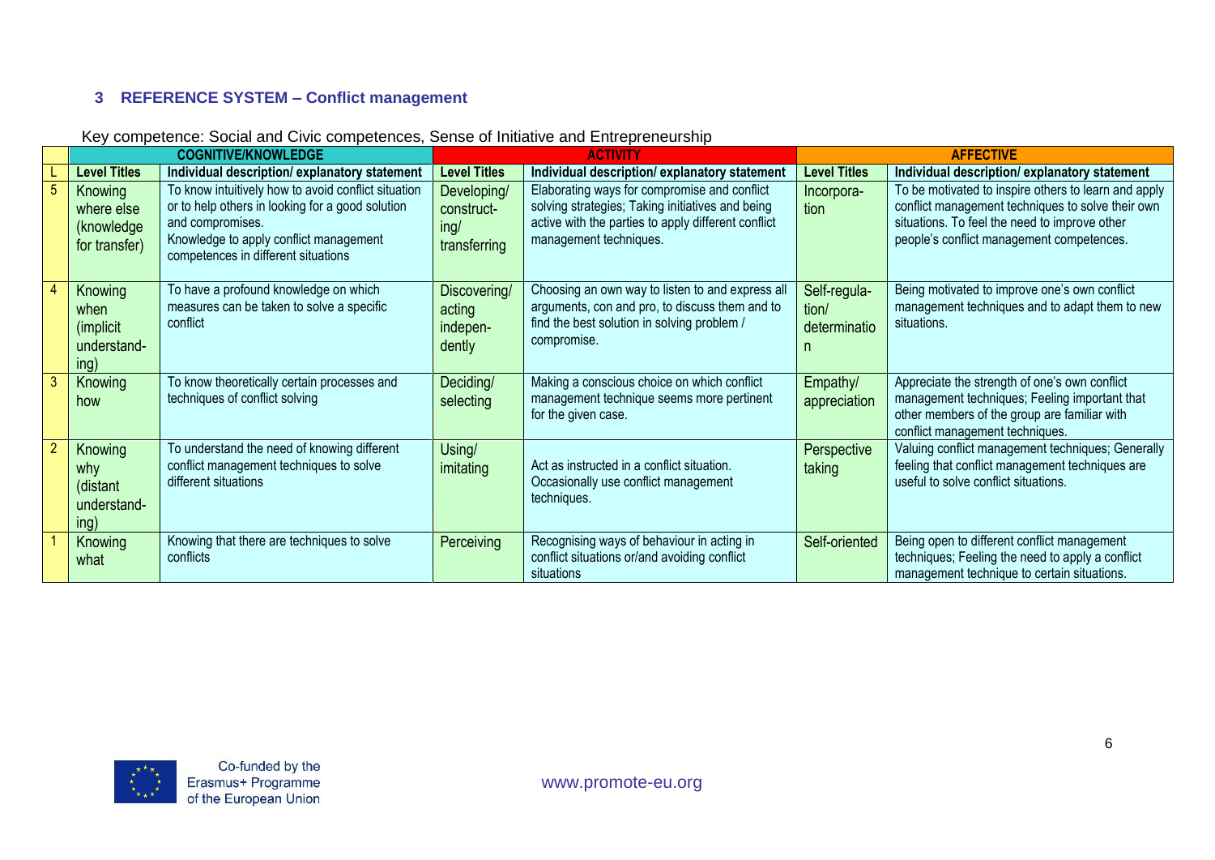## 3 REFERENCE SYSTEM – Conflict management

Key competence: Social and Civic competences, Sense of Initiative and Entrepreneurship

| | COGNITIVE/KNOWLEDGE | | ACTIVITY | | AFFECTIVE | |
|---|---|---|---|---|---|---|
| L | Level Titles | Individual description/ explanatory statement | Level Titles | Individual description/ explanatory statement | Level Titles | Individual description/ explanatory statement |
| 5 | Knowing where else (knowledge for transfer) | To know intuitively how to avoid conflict situation or to help others in looking for a good solution and compromises. Knowledge to apply conflict management competences in different situations | Developing/ constructing/ transferring | Elaborating ways for compromise and conflict solving strategies; Taking initiatives and being active with the parties to apply different conflict management techniques. | Incorporation | To be motivated to inspire others to learn and apply conflict management techniques to solve their own situations. To feel the need to improve other people's conflict management competences. |
| 4 | Knowing when (implicit understanding) | To have a profound knowledge on which measures can be taken to solve a specific conflict | Discovering/ acting independently | Choosing an own way to listen to and express all arguments, con and pro, to discuss them and to find the best solution in solving problem / compromise. | Self-regulation/ determination | Being motivated to improve one's own conflict management techniques and to adapt them to new situations. |
| 3 | Knowing how | To know theoretically certain processes and techniques of conflict solving | Deciding/ selecting | Making a conscious choice on which conflict management technique seems more pertinent for the given case. | Empathy/ appreciation | Appreciate the strength of one's own conflict management techniques; Feeling important that other members of the group are familiar with conflict management techniques. |
| 2 | Knowing why (distant understanding) | To understand the need of knowing different conflict management techniques to solve different situations | Using/ imitating | Act as instructed in a conflict situation. Occasionally use conflict management techniques. | Perspective taking | Valuing conflict management techniques; Generally feeling that conflict management techniques are useful to solve conflict situations. |
| 1 | Knowing what | Knowing that there are techniques to solve conflicts | Perceiving | Recognising ways of behaviour in acting in conflict situations or/and avoiding conflict situations | Self-oriented | Being open to different conflict management techniques; Feeling the need to apply a conflict management technique to certain situations. |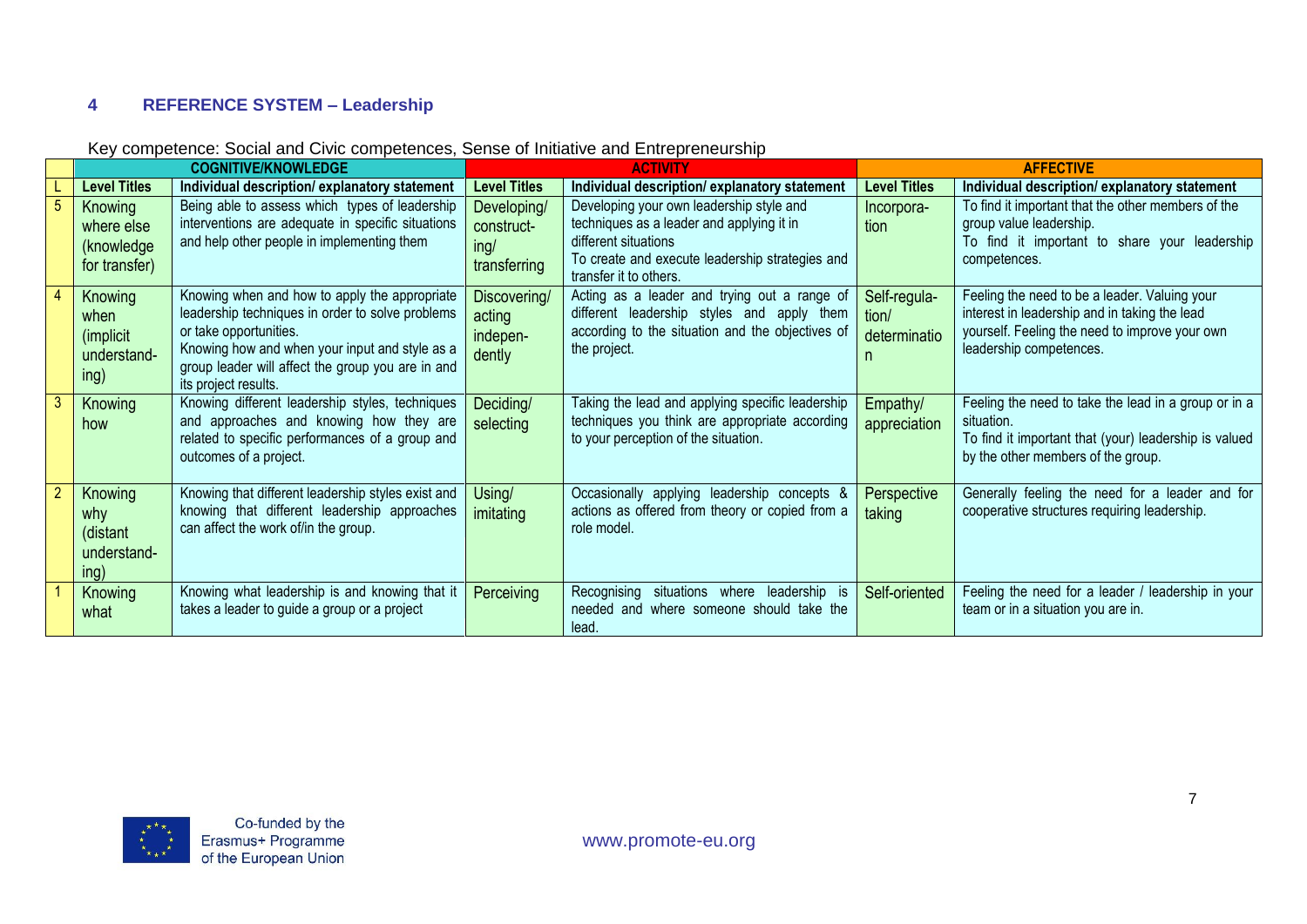## 4 REFERENCE SYSTEM – Leadership

Key competence: Social and Civic competences, Sense of Initiative and Entrepreneurship

| | COGNITIVE/KNOWLEDGE | | ACTIVITY | | AFFECTIVE | |
|---|---|---|---|---|---|---|
| L | Level Titles | Individual description/ explanatory statement | Level Titles | Individual description/ explanatory statement | Level Titles | Individual description/ explanatory statement |
| 5 | Knowing where else (knowledge for transfer) | Being able to assess which types of leadership interventions are adequate in specific situations and help other people in implementing them | Developing/ construct-ing/ transferring | Developing your own leadership style and techniques as a leader and applying it in different situations<br>To create and execute leadership strategies and transfer it to others. | Incorpora-tion | To find it important that the other members of the group value leadership.<br>To find it important to share your leadership competences. |
| 4 | Knowing when (implicit understand-ing) | Knowing when and how to apply the appropriate leadership techniques in order to solve problems or take opportunities.<br>Knowing how and when your input and style as a group leader will affect the group you are in and its project results. | Discovering/ acting indepen-dently | Acting as a leader and trying out a range of different leadership styles and apply them according to the situation and the objectives of the project. | Self-regula-tion/ determination | Feeling the need to be a leader. Valuing your interest in leadership and in taking the lead yourself. Feeling the need to improve your own leadership competences. |
| 3 | Knowing how | Knowing different leadership styles, techniques and approaches and knowing how they are related to specific performances of a group and outcomes of a project. | Deciding/ selecting | Taking the lead and applying specific leadership techniques you think are appropriate according to your perception of the situation. | Empathy/ appreciation | Feeling the need to take the lead in a group or in a situation.<br>To find it important that (your) leadership is valued by the other members of the group. |
| 2 | Knowing why (distant understand-ing) | Knowing that different leadership styles exist and knowing that different leadership approaches can affect the work of/in the group. | Using/ imitating | Occasionally applying leadership concepts & actions as offered from theory or copied from a role model. | Perspective taking | Generally feeling the need for a leader and for cooperative structures requiring leadership. |
| 1 | Knowing what | Knowing what leadership is and knowing that it takes a leader to guide a group or a project | Perceiving | Recognising situations where leadership is needed and where someone should take the lead. | Self-oriented | Feeling the need for a leader / leadership in your team or in a situation you are in. |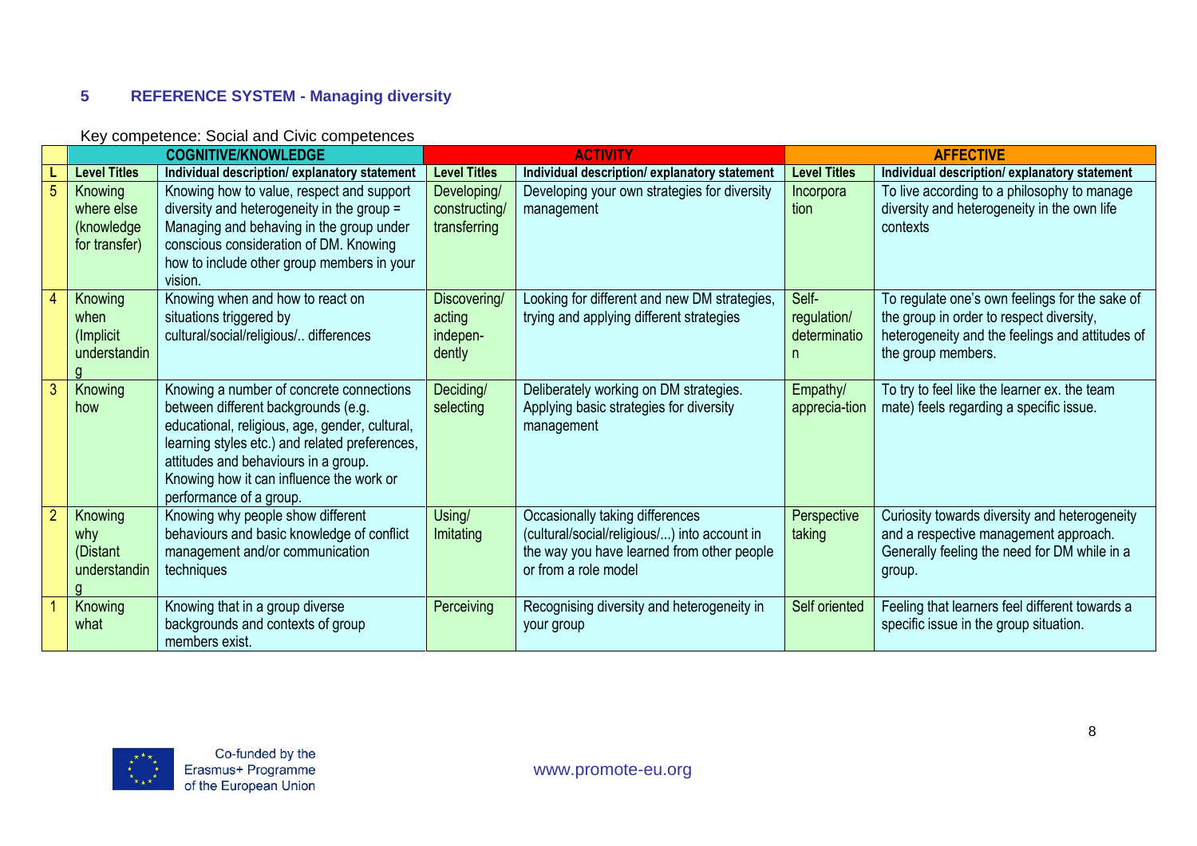## 5 REFERENCE SYSTEM - Managing diversity

Key competence: Social and Civic competences

| | COGNITIVE/KNOWLEDGE | | ACTIVITY | | AFFECTIVE | |
|---|---|---|---|---|---|---|
| L | Level Titles | Individual description/ explanatory statement | Level Titles | Individual description/ explanatory statement | Level Titles | Individual description/ explanatory statement |
| 5 | Knowing where else (knowledge for transfer) | Knowing how to value, respect and support diversity and heterogeneity in the group = Managing and behaving in the group under conscious consideration of DM. Knowing how to include other group members in your vision. | Developing/ constructing/ transferring | Developing your own strategies for diversity management | Incorporation | To live according to a philosophy to manage diversity and heterogeneity in the own life contexts |
| 4 | Knowing when (Implicit understanding | Knowing when and how to react on situations triggered by cultural/social/religious/.. differences | Discovering/ acting independently | Looking for different and new DM strategies, trying and applying different strategies | Self-regulation/ determination | To regulate one's own feelings for the sake of the group in order to respect diversity, heterogeneity and the feelings and attitudes of the group members. |
| 3 | Knowing how | Knowing a number of concrete connections between different backgrounds (e.g. educational, religious, age, gender, cultural, learning styles etc.) and related preferences, attitudes and behaviours in a group. Knowing how it can influence the work or performance of a group. | Deciding/ selecting | Deliberately working on DM strategies. Applying basic strategies for diversity management | Empathy/ apprecia-tion | To try to feel like the learner ex. the team mate) feels regarding a specific issue. |
| 2 | Knowing why (Distant understanding | Knowing why people show different behaviours and basic knowledge of conflict management and/or communication techniques | Using/ Imitating | Occasionally taking differences (cultural/social/religious/...) into account in the way you have learned from other people or from a role model | Perspective taking | Curiosity towards diversity and heterogeneity and a respective management approach. Generally feeling the need for DM while in a group. |
| 1 | Knowing what | Knowing that in a group diverse backgrounds and contexts of group members exist. | Perceiving | Recognising diversity and heterogeneity in your group | Self oriented | Feeling that learners feel different towards a specific issue in the group situation. |

Co-funded by the Erasmus+ Programme of the European Union

www.promote-eu.org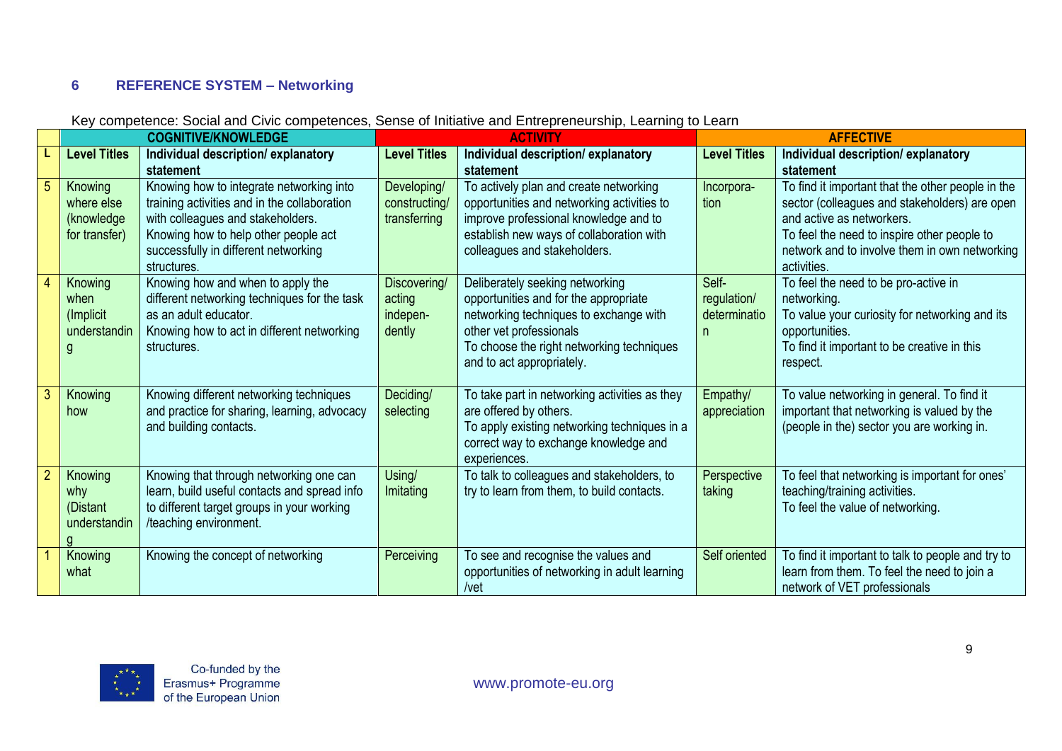## 6 REFERENCE SYSTEM – Networking

Key competence: Social and Civic competences, Sense of Initiative and Entrepreneurship, Learning to Learn

| | COGNITIVE/KNOWLEDGE | | ACTIVITY | | AFFECTIVE | |
|---|---|---|---|---|---|---|
| **L** | **Level Titles** | **Individual description/ explanatory statement** | **Level Titles** | **Individual description/ explanatory statement** | **Level Titles** | **Individual description/ explanatory statement** |
| 5 | Knowing where else (knowledge for transfer) | Knowing how to integrate networking into training activities and in the collaboration with colleagues and stakeholders. Knowing how to help other people act successfully in different networking structures. | Developing/ constructing/ transferring | To actively plan and create networking opportunities and networking activities to improve professional knowledge and to establish new ways of collaboration with colleagues and stakeholders. | Incorpora-tion | To find it important that the other people in the sector (colleagues and stakeholders) are open and active as networkers. To feel the need to inspire other people to network and to involve them in own networking activities. |
| 4 | Knowing when (Implicit understanding | Knowing how and when to apply the different networking techniques for the task as an adult educator. Knowing how to act in different networking structures. | Discovering/ acting indepen-dently | Deliberately seeking networking opportunities and for the appropriate networking techniques to exchange with other vet professionals To choose the right networking techniques and to act appropriately. | Self-regulation/ determination | To feel the need to be pro-active in networking. To value your curiosity for networking and its opportunities. To find it important to be creative in this respect. |
| 3 | Knowing how | Knowing different networking techniques and practice for sharing, learning, advocacy and building contacts. | Deciding/ selecting | To take part in networking activities as they are offered by others. To apply existing networking techniques in a correct way to exchange knowledge and experiences. | Empathy/ appreciation | To value networking in general. To find it important that networking is valued by the (people in the) sector you are working in. |
| 2 | Knowing why (Distant understanding | Knowing that through networking one can learn, build useful contacts and spread info to different target groups in your working /teaching environment. | Using/ Imitating | To talk to colleagues and stakeholders, to try to learn from them, to build contacts. | Perspective taking | To feel that networking is important for ones' teaching/training activities. To feel the value of networking. |
| 1 | Knowing what | Knowing the concept of networking | Perceiving | To see and recognise the values and opportunities of networking in adult learning /vet | Self oriented | To find it important to talk to people and try to learn from them. To feel the need to join a network of VET professionals |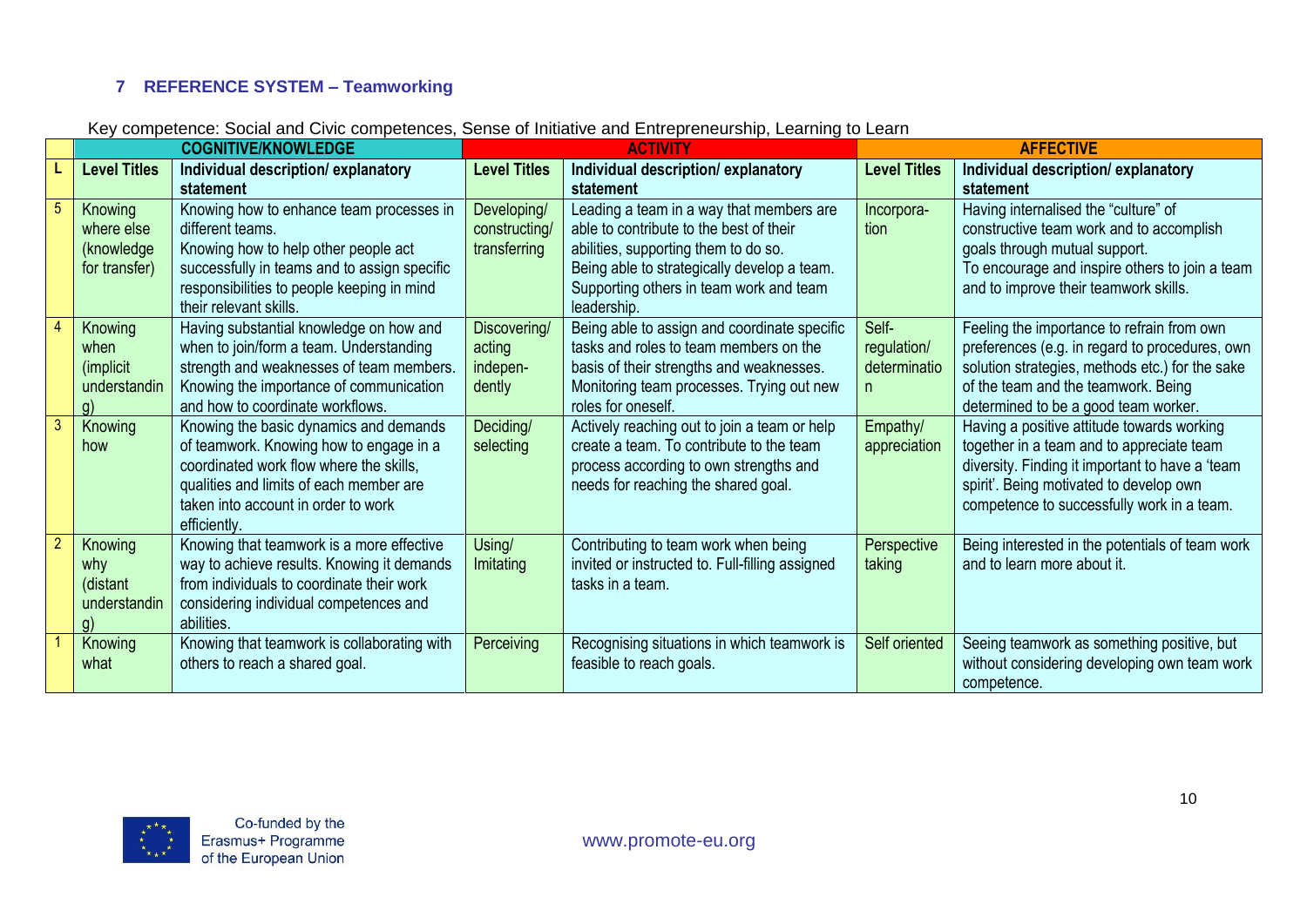## 7 REFERENCE SYSTEM – Teamworking

Key competence: Social and Civic competences, Sense of Initiative and Entrepreneurship, Learning to Learn

| | COGNITIVE/KNOWLEDGE | | ACTIVITY | | AFFECTIVE | |
|---|---|---|---|---|---|---|
| L | Level Titles | Individual description/ explanatory statement | Level Titles | Individual description/ explanatory statement | Level Titles | Individual description/ explanatory statement |
| 5 | Knowing where else (knowledge for transfer) | Knowing how to enhance team processes in different teams. Knowing how to help other people act successfully in teams and to assign specific responsibilities to people keeping in mind their relevant skills. | Developing/ constructing/ transferring | Leading a team in a way that members are able to contribute to the best of their abilities, supporting them to do so. Being able to strategically develop a team. Supporting others in team work and team leadership. | Incorpora-tion | Having internalised the "culture" of constructive team work and to accomplish goals through mutual support. To encourage and inspire others to join a team and to improve their teamwork skills. |
| 4 | Knowing when (implicit understanding) | Having substantial knowledge on how and when to join/form a team. Understanding strength and weaknesses of team members. Knowing the importance of communication and how to coordinate workflows. | Discovering/ acting indepen-dently | Being able to assign and coordinate specific tasks and roles to team members on the basis of their strengths and weaknesses. Monitoring team processes. Trying out new roles for oneself. | Self-regulation/ determination | Feeling the importance to refrain from own preferences (e.g. in regard to procedures, own solution strategies, methods etc.) for the sake of the team and the teamwork. Being determined to be a good team worker. |
| 3 | Knowing how | Knowing the basic dynamics and demands of teamwork. Knowing how to engage in a coordinated work flow where the skills, qualities and limits of each member are taken into account in order to work efficiently. | Deciding/ selecting | Actively reaching out to join a team or help create a team. To contribute to the team process according to own strengths and needs for reaching the shared goal. | Empathy/ appreciation | Having a positive attitude towards working together in a team and to appreciate team diversity. Finding it important to have a 'team spirit'. Being motivated to develop own competence to successfully work in a team. |
| 2 | Knowing why (distant understanding) | Knowing that teamwork is a more effective way to achieve results. Knowing it demands from individuals to coordinate their work considering individual competences and abilities. | Using/ Imitating | Contributing to team work when being invited or instructed to. Full-filling assigned tasks in a team. | Perspective taking | Being interested in the potentials of team work and to learn more about it. |
| 1 | Knowing what | Knowing that teamwork is collaborating with others to reach a shared goal. | Perceiving | Recognising situations in which teamwork is feasible to reach goals. | Self oriented | Seeing teamwork as something positive, but without considering developing own team work competence. |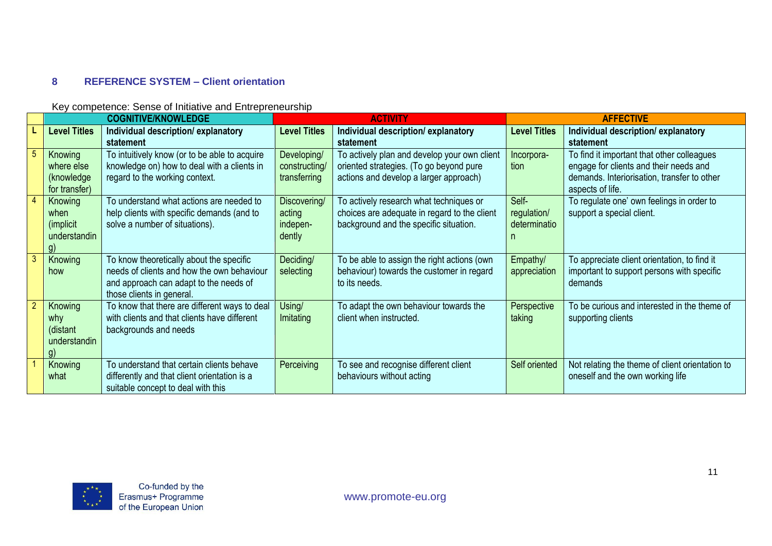## 8 REFERENCE SYSTEM – Client orientation

Key competence: Sense of Initiative and Entrepreneurship

| | COGNITIVE/KNOWLEDGE | | ACTIVITY | | AFFECTIVE | |
|---|---|---|---|---|---|---|
| L | Level Titles | Individual description/ explanatory statement | Level Titles | Individual description/ explanatory statement | Level Titles | Individual description/ explanatory statement |
| 5 | Knowing where else (knowledge for transfer) | To intuitively know (or to be able to acquire knowledge on) how to deal with a clients in regard to the working context. | Developing/ constructing/ transferring | To actively plan and develop your own client oriented strategies. (To go beyond pure actions and develop a larger approach) | Incorpora-tion | To find it important that other colleagues engage for clients and their needs and demands. Interiorisation, transfer to other aspects of life. |
| 4 | Knowing when (implicit understanding) | To understand what actions are needed to help clients with specific demands (and to solve a number of situations). | Discovering/ acting indepen-dently | To actively research what techniques or choices are adequate in regard to the client background and the specific situation. | Self-regulation/ determination | To regulate one' own feelings in order to support a special client. |
| 3 | Knowing how | To know theoretically about the specific needs of clients and how the own behaviour and approach can adapt to the needs of those clients in general. | Deciding/ selecting | To be able to assign the right actions (own behaviour) towards the customer in regard to its needs. | Empathy/ appreciation | To appreciate client orientation, to find it important to support persons with specific demands |
| 2 | Knowing why (distant understanding) | To know that there are different ways to deal with clients and that clients have different backgrounds and needs | Using/ Imitating | To adapt the own behaviour towards the client when instructed. | Perspective taking | To be curious and interested in the theme of supporting clients |
| 1 | Knowing what | To understand that certain clients behave differently and that client orientation is a suitable concept to deal with this | Perceiving | To see and recognise different client behaviours without acting | Self oriented | Not relating the theme of client orientation to oneself and the own working life |

Co-funded by the Erasmus+ Programme of the European Union

www.promote-eu.org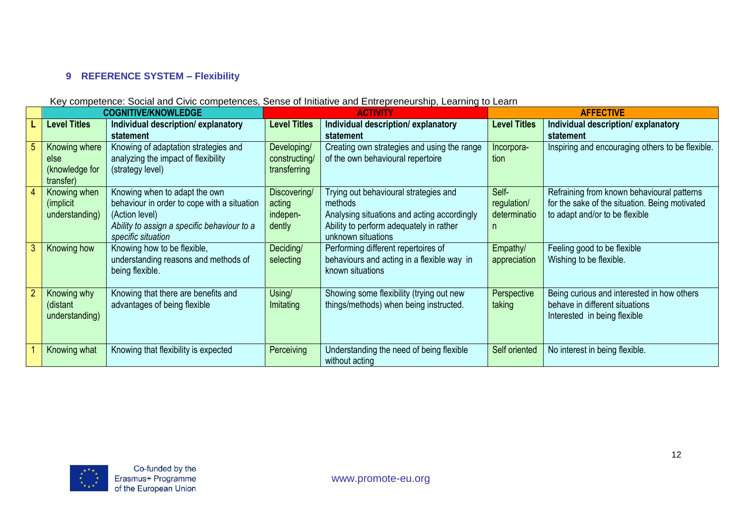## 9 REFERENCE SYSTEM – Flexibility

Key competence: Social and Civic competences, Sense of Initiative and Entrepreneurship, Learning to Learn

| | COGNITIVE/KNOWLEDGE | | ACTIVITY | | AFFECTIVE | |
|---|---|---|---|---|---|---|
| **L** | **Level Titles** | **Individual description/ explanatory statement** | **Level Titles** | **Individual description/ explanatory statement** | **Level Titles** | **Individual description/ explanatory statement** |
| 5 | Knowing where else (knowledge for transfer) | Knowing of adaptation strategies and analyzing the impact of flexibility (strategy level) | Developing/ constructing/ transferring | Creating own strategies and using the range of the own behavioural repertoire | Incorpora-tion | Inspiring and encouraging others to be flexible. |
| 4 | Knowing when (implicit understanding) | Knowing when to adapt the own behaviour in order to cope with a situation (Action level)<br>*Ability to assign a specific behaviour to a specific situation* | Discovering/ acting indepen-dently | Trying out behavioural strategies and methods<br>Analysing situations and acting accordingly<br>Ability to perform adequately in rather unknown situations | Self-regulation/ determination | Refraining from known behavioural patterns for the sake of the situation. Being motivated to adapt and/or to be flexible |
| 3 | Knowing how | Knowing how to be flexible, understanding reasons and methods of being flexible. | Deciding/ selecting | Performing different repertoires of behaviours and acting in a flexible way in known situations | Empathy/ appreciation | Feeling good to be flexible<br>Wishing to be flexible. |
| 2 | Knowing why (distant understanding) | Knowing that there are benefits and advantages of being flexible | Using/ Imitating | Showing some flexibility (trying out new things/methods) when being instructed. | Perspective taking | Being curious and interested in how others behave in different situations<br>Interested in being flexible |
| 1 | Knowing what | Knowing that flexibility is expected | Perceiving | Understanding the need of being flexible without acting | Self oriented | No interest in being flexible. |

Co-funded by the Erasmus+ Programme of the European Union

www.promote-eu.org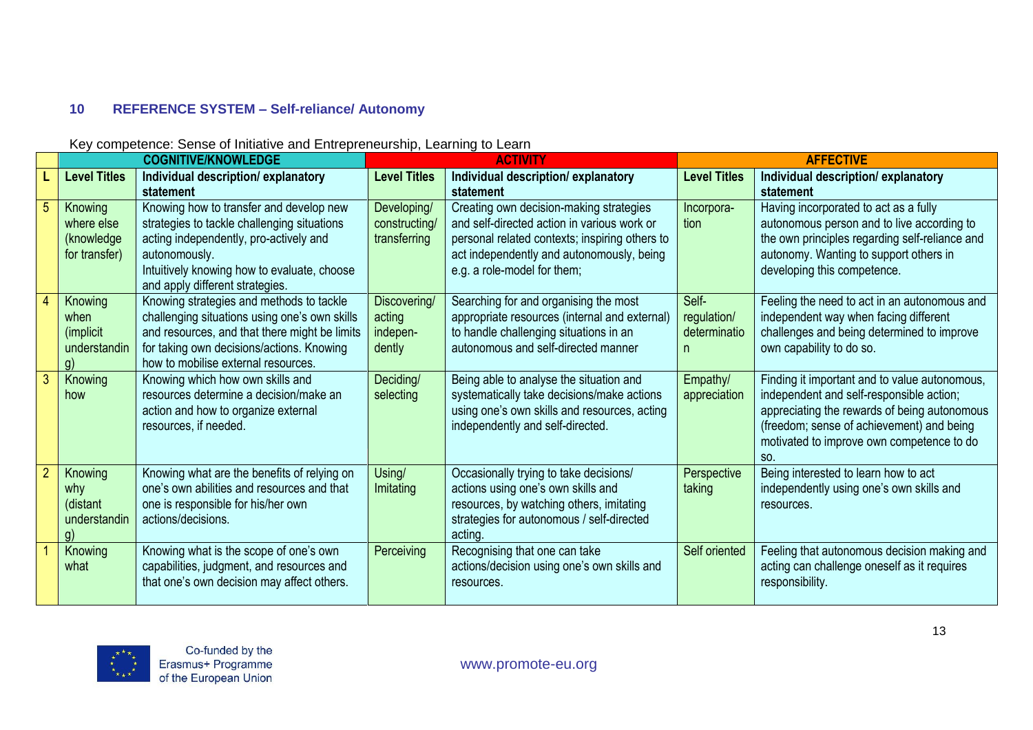## 10 REFERENCE SYSTEM – Self-reliance/ Autonomy

Key competence: Sense of Initiative and Entrepreneurship, Learning to Learn

| | COGNITIVE/KNOWLEDGE | | ACTIVITY | | AFFECTIVE | |
|---|---|---|---|---|---|---|
| **L** | **Level Titles** | **Individual description/ explanatory statement** | **Level Titles** | **Individual description/ explanatory statement** | **Level Titles** | **Individual description/ explanatory statement** |
| 5 | Knowing where else (knowledge for transfer) | Knowing how to transfer and develop new strategies to tackle challenging situations acting independently, pro-actively and autonomously. Intuitively knowing how to evaluate, choose and apply different strategies. | Developing/ constructing/ transferring | Creating own decision-making strategies and self-directed action in various work or personal related contexts; inspiring others to act independently and autonomously, being e.g. a role-model for them; | Incorpora-tion | Having incorporated to act as a fully autonomous person and to live according to the own principles regarding self-reliance and autonomy. Wanting to support others in developing this competence. |
| 4 | Knowing when (implicit understanding) | Knowing strategies and methods to tackle challenging situations using one's own skills and resources, and that there might be limits for taking own decisions/actions. Knowing how to mobilise external resources. | Discovering/ acting indepen-dently | Searching for and organising the most appropriate resources (internal and external) to handle challenging situations in an autonomous and self-directed manner | Self-regulation/ determination | Feeling the need to act in an autonomous and independent way when facing different challenges and being determined to improve own capability to do so. |
| 3 | Knowing how | Knowing which how own skills and resources determine a decision/make an action and how to organize external resources, if needed. | Deciding/ selecting | Being able to analyse the situation and systematically take decisions/make actions using one's own skills and resources, acting independently and self-directed. | Empathy/ appreciation | Finding it important and to value autonomous, independent and self-responsible action; appreciating the rewards of being autonomous (freedom; sense of achievement) and being motivated to improve own competence to do so. |
| 2 | Knowing why (distant understanding) | Knowing what are the benefits of relying on one's own abilities and resources and that one is responsible for his/her own actions/decisions. | Using/ Imitating | Occasionally trying to take decisions/ actions using one's own skills and resources, by watching others, imitating strategies for autonomous / self-directed acting. | Perspective taking | Being interested to learn how to act independently using one's own skills and resources. |
| 1 | Knowing what | Knowing what is the scope of one's own capabilities, judgment, and resources and that one's own decision may affect others. | Perceiving | Recognising that one can take actions/decision using one's own skills and resources. | Self oriented | Feeling that autonomous decision making and acting can challenge oneself as it requires responsibility. |

Co-funded by the Erasmus+ Programme of the European Union

www.promote-eu.org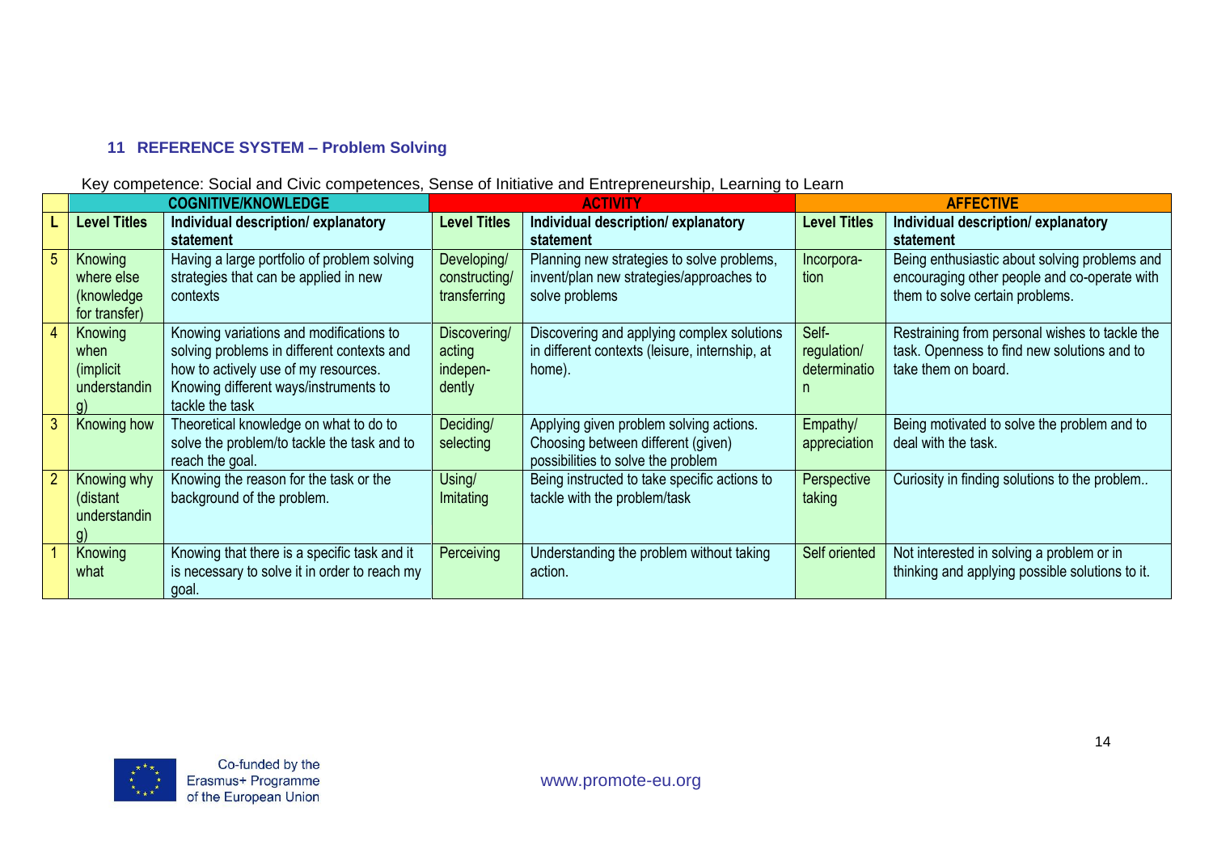## 11 REFERENCE SYSTEM – Problem Solving

Key competence: Social and Civic competences, Sense of Initiative and Entrepreneurship, Learning to Learn

| | COGNITIVE/KNOWLEDGE | | ACTIVITY | | AFFECTIVE | |
|---|---|---|---|---|---|---|
| **L** | **Level Titles** | **Individual description/ explanatory statement** | **Level Titles** | **Individual description/ explanatory statement** | **Level Titles** | **Individual description/ explanatory statement** |
| 5 | Knowing where else (knowledge for transfer) | Having a large portfolio of problem solving strategies that can be applied in new contexts | Developing/ constructing/ transferring | Planning new strategies to solve problems, invent/plan new strategies/approaches to solve problems | Incorpora-tion | Being enthusiastic about solving problems and encouraging other people and co-operate with them to solve certain problems. |
| 4 | Knowing when (implicit understanding) | Knowing variations and modifications to solving problems in different contexts and how to actively use of my resources. Knowing different ways/instruments to tackle the task | Discovering/ acting indepen-dently | Discovering and applying complex solutions in different contexts (leisure, internship, at home). | Self-regulation/ determination | Restraining from personal wishes to tackle the task. Openness to find new solutions and to take them on board. |
| 3 | Knowing how | Theoretical knowledge on what to do to solve the problem/to tackle the task and to reach the goal. | Deciding/ selecting | Applying given problem solving actions. Choosing between different (given) possibilities to solve the problem | Empathy/ appreciation | Being motivated to solve the problem and to deal with the task. |
| 2 | Knowing why (distant understanding) | Knowing the reason for the task or the background of the problem. | Using/ Imitating | Being instructed to take specific actions to tackle with the problem/task | Perspective taking | Curiosity in finding solutions to the problem.. |
| 1 | Knowing what | Knowing that there is a specific task and it is necessary to solve it in order to reach my goal. | Perceiving | Understanding the problem without taking action. | Self oriented | Not interested in solving a problem or in thinking and applying possible solutions to it. |

Co-funded by the Erasmus+ Programme of the European Union

www.promote-eu.org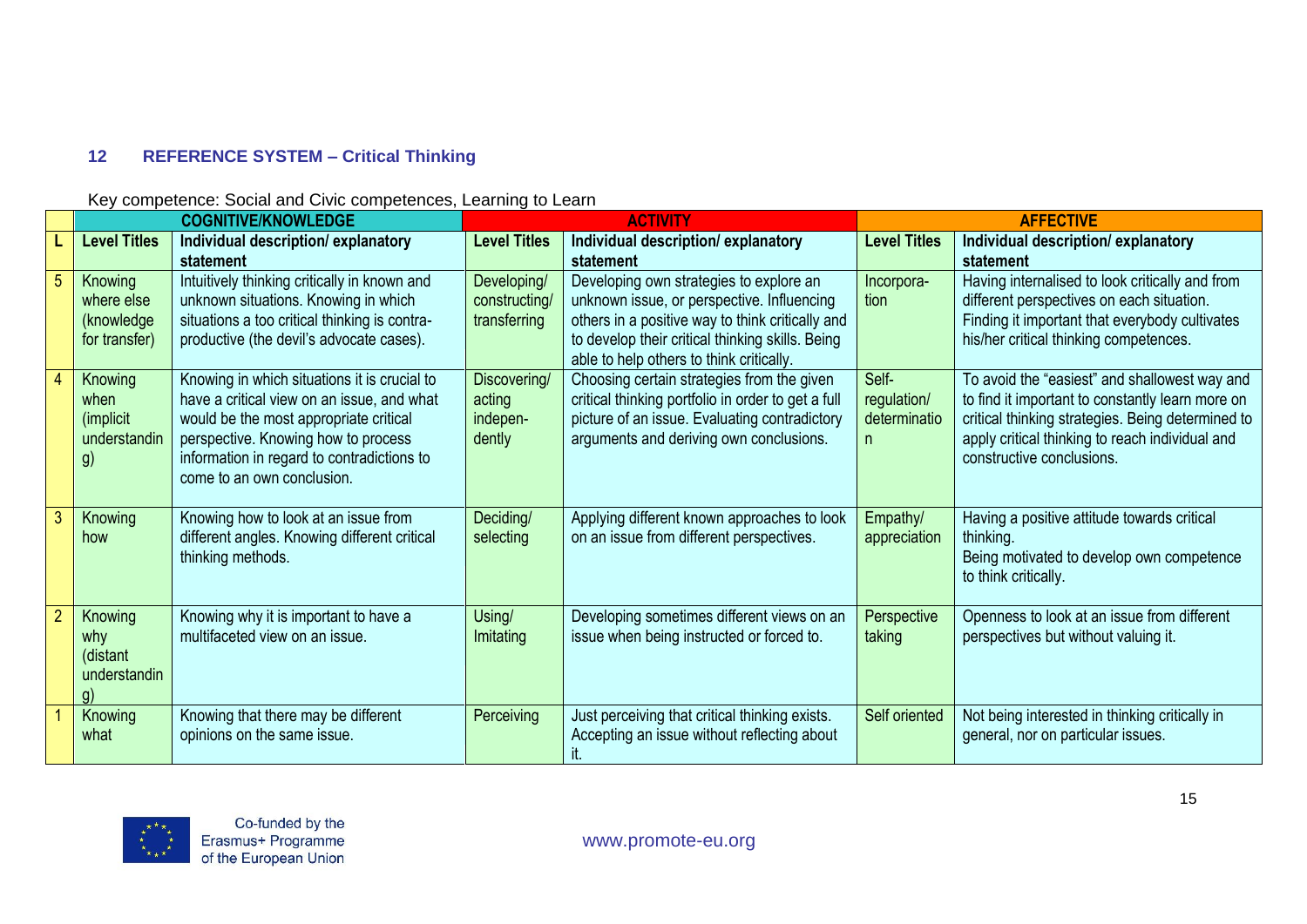## 12 REFERENCE SYSTEM – Critical Thinking

Key competence: Social and Civic competences, Learning to Learn

| | COGNITIVE/KNOWLEDGE | | ACTIVITY | | AFFECTIVE | |
|---|---|---|---|---|---|---|
| L | Level Titles | Individual description/ explanatory statement | Level Titles | Individual description/ explanatory statement | Level Titles | Individual description/ explanatory statement |
| 5 | Knowing where else (knowledge for transfer) | Intuitively thinking critically in known and unknown situations. Knowing in which situations a too critical thinking is contra-productive (the devil's advocate cases). | Developing/ constructing/ transferring | Developing own strategies to explore an unknown issue, or perspective. Influencing others in a positive way to think critically and to develop their critical thinking skills. Being able to help others to think critically. | Incorpora-tion | Having internalised to look critically and from different perspectives on each situation. Finding it important that everybody cultivates his/her critical thinking competences. |
| 4 | Knowing when (implicit understanding) | Knowing in which situations it is crucial to have a critical view on an issue, and what would be the most appropriate critical perspective. Knowing how to process information in regard to contradictions to come to an own conclusion. | Discovering/ acting indepen-dently | Choosing certain strategies from the given critical thinking portfolio in order to get a full picture of an issue. Evaluating contradictory arguments and deriving own conclusions. | Self-regulation/ determination | To avoid the "easiest" and shallowest way and to find it important to constantly learn more on critical thinking strategies. Being determined to apply critical thinking to reach individual and constructive conclusions. |
| 3 | Knowing how | Knowing how to look at an issue from different angles. Knowing different critical thinking methods. | Deciding/ selecting | Applying different known approaches to look on an issue from different perspectives. | Empathy/ appreciation | Having a positive attitude towards critical thinking.<br>Being motivated to develop own competence to think critically. |
| 2 | Knowing why (distant understanding) | Knowing why it is important to have a multifaceted view on an issue. | Using/ Imitating | Developing sometimes different views on an issue when being instructed or forced to. | Perspective taking | Openness to look at an issue from different perspectives but without valuing it. |
| 1 | Knowing what | Knowing that there may be different opinions on the same issue. | Perceiving | Just perceiving that critical thinking exists. Accepting an issue without reflecting about it. | Self oriented | Not being interested in thinking critically in general, nor on particular issues. |

Co-funded by the Erasmus+ Programme of the European Union

www.promote-eu.org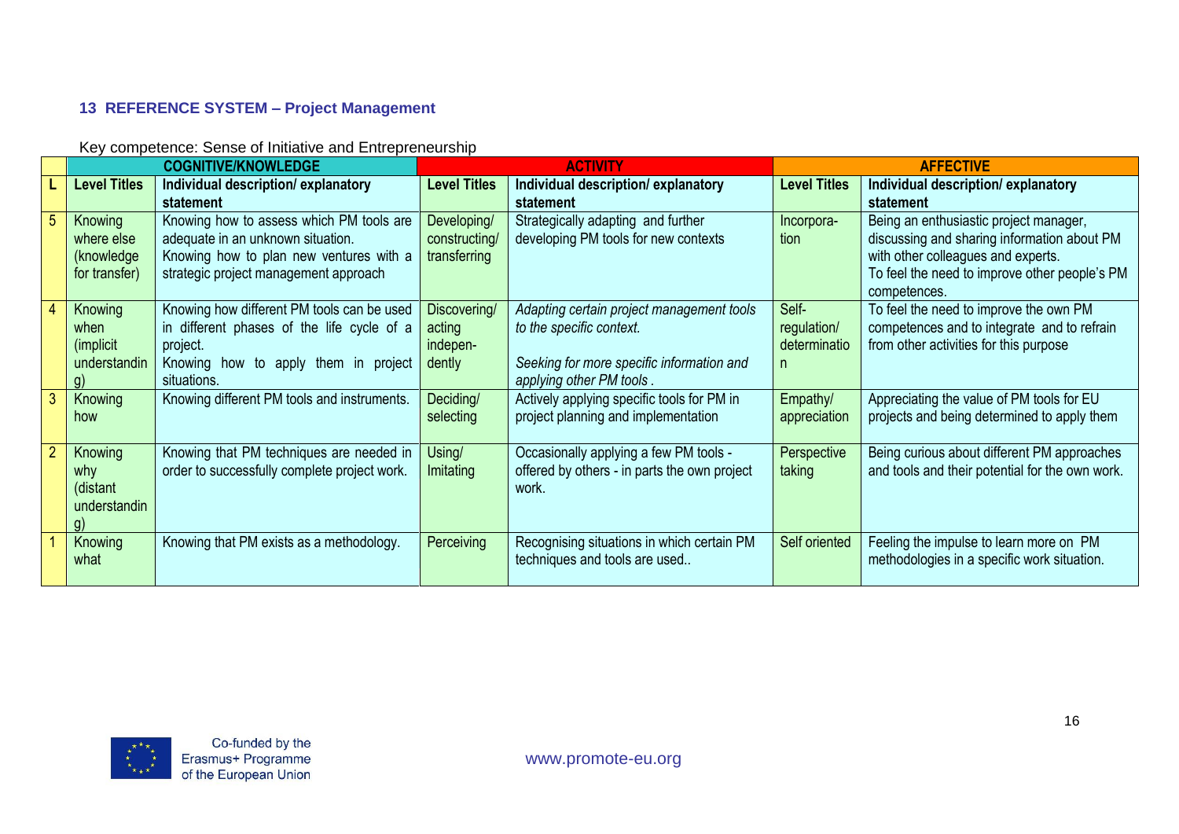### 13 REFERENCE SYSTEM – Project Management

Key competence: Sense of Initiative and Entrepreneurship

| | COGNITIVE/KNOWLEDGE | | ACTIVITY | | AFFECTIVE | |
|---|---|---|---|---|---|---|
| **L** | **Level Titles** | **Individual description/ explanatory statement** | **Level Titles** | **Individual description/ explanatory statement** | **Level Titles** | **Individual description/ explanatory statement** |
| 5 | Knowing where else (knowledge for transfer) | Knowing how to assess which PM tools are adequate in an unknown situation. Knowing how to plan new ventures with a strategic project management approach | Developing/ constructing/ transferring | Strategically adapting and further developing PM tools for new contexts | Incorpora-tion | Being an enthusiastic project manager, discussing and sharing information about PM with other colleagues and experts. To feel the need to improve other people's PM competences. |
| 4 | Knowing when (implicit understanding) | Knowing how different PM tools can be used in different phases of the life cycle of a project. Knowing how to apply them in project situations. | Discovering/ acting indepen-dently | *Adapting certain project management tools to the specific context.* *Seeking for more specific information and applying other PM tools .* | Self-regulation/ determination | To feel the need to improve the own PM competences and to integrate and to refrain from other activities for this purpose |
| 3 | Knowing how | Knowing different PM tools and instruments. | Deciding/ selecting | Actively applying specific tools for PM in project planning and implementation | Empathy/ appreciation | Appreciating the value of PM tools for EU projects and being determined to apply them |
| 2 | Knowing why (distant understanding) | Knowing that PM techniques are needed in order to successfully complete project work. | Using/ Imitating | Occasionally applying a few PM tools - offered by others - in parts the own project work. | Perspective taking | Being curious about different PM approaches and tools and their potential for the own work. |
| 1 | Knowing what | Knowing that PM exists as a methodology. | Perceiving | Recognising situations in which certain PM techniques and tools are used.. | Self oriented | Feeling the impulse to learn more on PM methodologies in a specific work situation. |

Co-funded by the Erasmus+ Programme of the European Union

www.promote-eu.org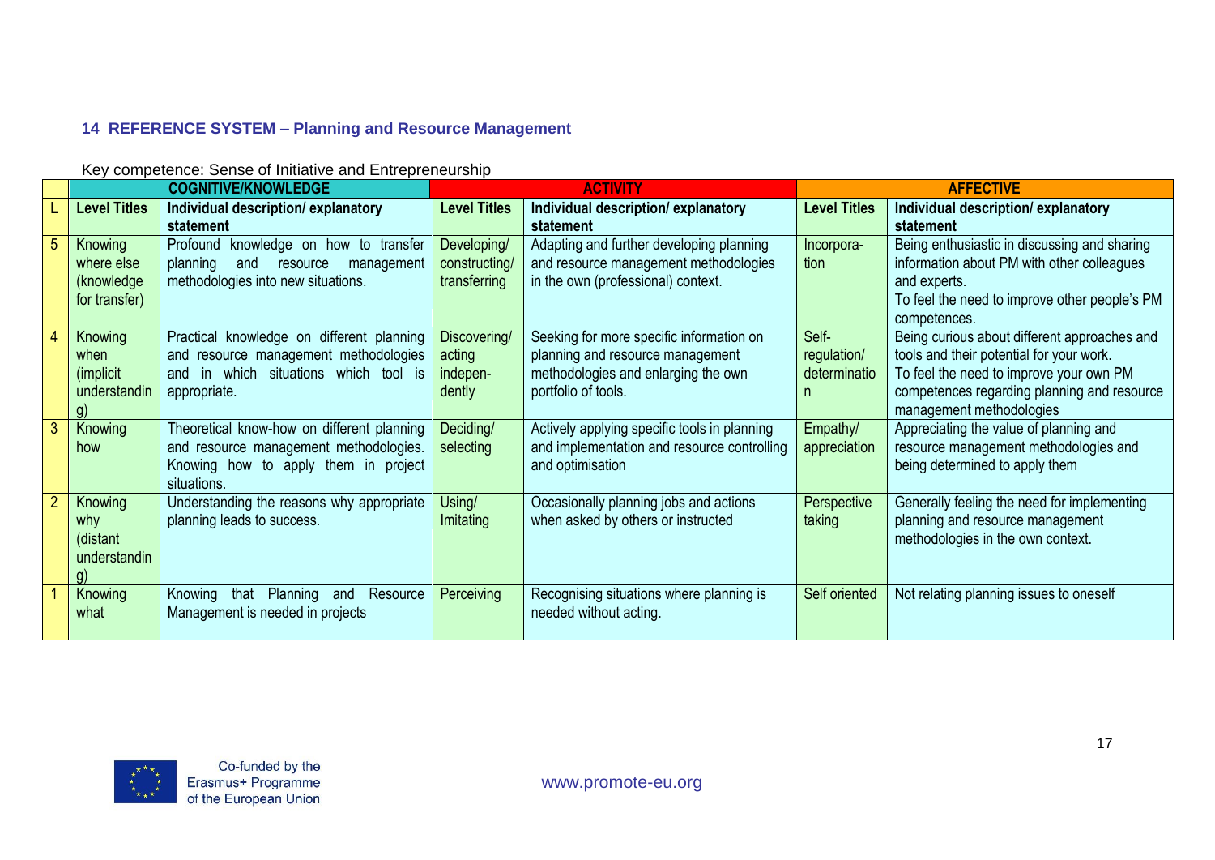### 14 REFERENCE SYSTEM – Planning and Resource Management

Key competence: Sense of Initiative and Entrepreneurship

| | COGNITIVE/KNOWLEDGE | | ACTIVITY | | AFFECTIVE | |
|---|---|---|---|---|---|---|
| **L** | **Level Titles** | **Individual description/ explanatory statement** | **Level Titles** | **Individual description/ explanatory statement** | **Level Titles** | **Individual description/ explanatory statement** |
| 5 | Knowing where else (knowledge for transfer) | Profound knowledge on how to transfer planning and resource management methodologies into new situations. | Developing/ constructing/ transferring | Adapting and further developing planning and resource management methodologies in the own (professional) context. | Incorpora-tion | Being enthusiastic in discussing and sharing information about PM with other colleagues and experts. To feel the need to improve other people's PM competences. |
| 4 | Knowing when (implicit understanding) | Practical knowledge on different planning and resource management methodologies and in which situations which tool is appropriate. | Discovering/ acting indepen-dently | Seeking for more specific information on planning and resource management methodologies and enlarging the own portfolio of tools. | Self-regulation/ determination | Being curious about different approaches and tools and their potential for your work. To feel the need to improve your own PM competences regarding planning and resource management methodologies |
| 3 | Knowing how | Theoretical know-how on different planning and resource management methodologies. Knowing how to apply them in project situations. | Deciding/ selecting | Actively applying specific tools in planning and implementation and resource controlling and optimisation | Empathy/ appreciation | Appreciating the value of planning and resource management methodologies and being determined to apply them |
| 2 | Knowing why (distant understanding) | Understanding the reasons why appropriate planning leads to success. | Using/ Imitating | Occasionally planning jobs and actions when asked by others or instructed | Perspective taking | Generally feeling the need for implementing planning and resource management methodologies in the own context. |
| 1 | Knowing what | Knowing that Planning and Resource Management is needed in projects | Perceiving | Recognising situations where planning is needed without acting. | Self oriented | Not relating planning issues to oneself |

Co-funded by the Erasmus+ Programme of the European Union

www.promote-eu.org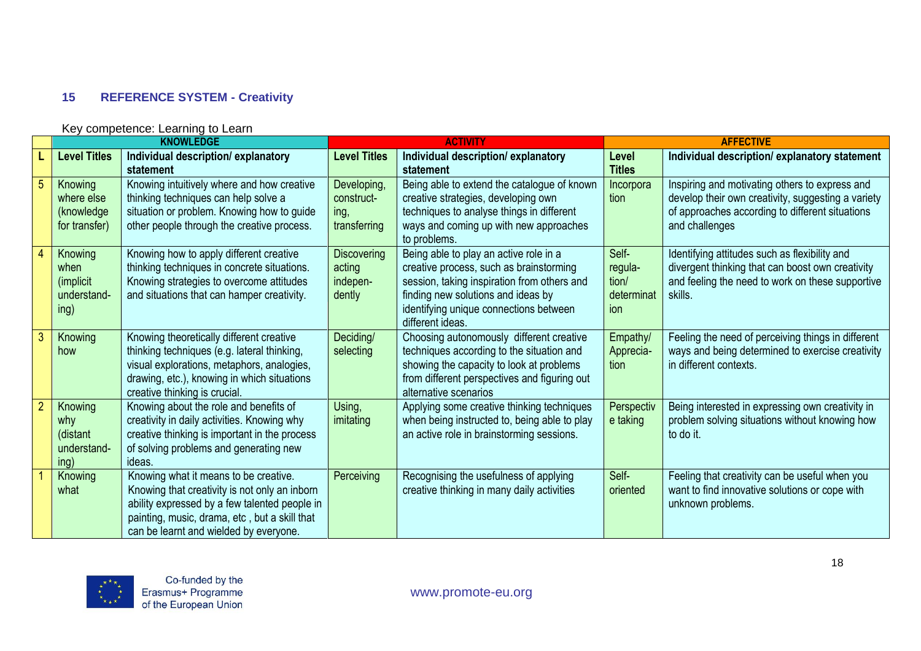## 15 REFERENCE SYSTEM - Creativity

Key competence: Learning to Learn

| | KNOWLEDGE | | ACTIVITY | | AFFECTIVE | |
|---|---|---|---|---|---|---|
| **L** | **Level Titles** | **Individual description/ explanatory statement** | **Level Titles** | **Individual description/ explanatory statement** | **Level Titles** | **Individual description/ explanatory statement** |
| 5 | Knowing where else (knowledge for transfer) | Knowing intuitively where and how creative thinking techniques can help solve a situation or problem. Knowing how to guide other people through the creative process. | Developing, constructing, transferring | Being able to extend the catalogue of known creative strategies, developing own techniques to analyse things in different ways and coming up with new approaches to problems. | Incorporation | Inspiring and motivating others to express and develop their own creativity, suggesting a variety of approaches according to different situations and challenges |
| 4 | Knowing when (implicit understanding) | Knowing how to apply different creative thinking techniques in concrete situations. Knowing strategies to overcome attitudes and situations that can hamper creativity. | Discovering acting independently | Being able to play an active role in a creative process, such as brainstorming session, taking inspiration from others and finding new solutions and ideas by identifying unique connections between different ideas. | Self-regulation/ determination | Identifying attitudes such as flexibility and divergent thinking that can boost own creativity and feeling the need to work on these supportive skills. |
| 3 | Knowing how | Knowing theoretically different creative thinking techniques (e.g. lateral thinking, visual explorations, metaphors, analogies, drawing, etc.), knowing in which situations creative thinking is crucial. | Deciding/ selecting | Choosing autonomously different creative techniques according to the situation and showing the capacity to look at problems from different perspectives and figuring out alternative scenarios | Empathy/ Appreciation | Feeling the need of perceiving things in different ways and being determined to exercise creativity in different contexts. |
| 2 | Knowing why (distant understanding) | Knowing about the role and benefits of creativity in daily activities. Knowing why creative thinking is important in the process of solving problems and generating new ideas. | Using, imitating | Applying some creative thinking techniques when being instructed to, being able to play an active role in brainstorming sessions. | Perspective taking | Being interested in expressing own creativity in problem solving situations without knowing how to do it. |
| 1 | Knowing what | Knowing what it means to be creative. Knowing that creativity is not only an inborn ability expressed by a few talented people in painting, music, drama, etc , but a skill that can be learnt and wielded by everyone. | Perceiving | Recognising the usefulness of applying creative thinking in many daily activities | Self-oriented | Feeling that creativity can be useful when you want to find innovative solutions or cope with unknown problems. |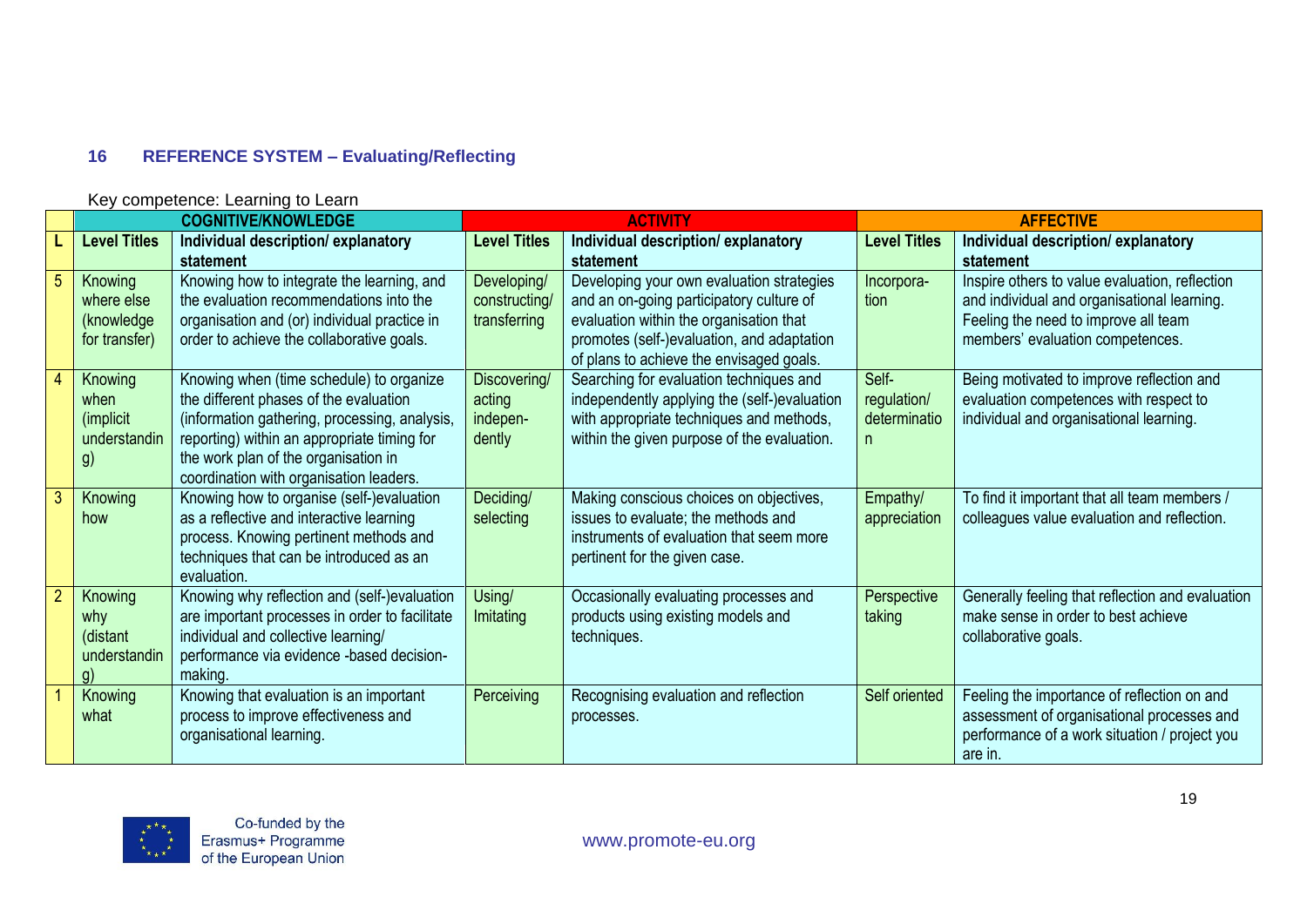## 16 REFERENCE SYSTEM – Evaluating/Reflecting

Key competence: Learning to Learn

| | COGNITIVE/KNOWLEDGE | | ACTIVITY | | AFFECTIVE | |
|---|---|---|---|---|---|---|
| **L** | **Level Titles** | **Individual description/ explanatory statement** | **Level Titles** | **Individual description/ explanatory statement** | **Level Titles** | **Individual description/ explanatory statement** |
| 5 | Knowing where else (knowledge for transfer) | Knowing how to integrate the learning, and the evaluation recommendations into the organisation and (or) individual practice in order to achieve the collaborative goals. | Developing/ constructing/ transferring | Developing your own evaluation strategies and an on-going participatory culture of evaluation within the organisation that promotes (self-)evaluation, and adaptation of plans to achieve the envisaged goals. | Incorpora-tion | Inspire others to value evaluation, reflection and individual and organisational learning. Feeling the need to improve all team members' evaluation competences. |
| 4 | Knowing when (implicit understanding) | Knowing when (time schedule) to organize the different phases of the evaluation (information gathering, processing, analysis, reporting) within an appropriate timing for the work plan of the organisation in coordination with organisation leaders. | Discovering/ acting indepen-dently | Searching for evaluation techniques and independently applying the (self-)evaluation with appropriate techniques and methods, within the given purpose of the evaluation. | Self-regulation/ determination | Being motivated to improve reflection and evaluation competences with respect to individual and organisational learning. |
| 3 | Knowing how | Knowing how to organise (self-)evaluation as a reflective and interactive learning process. Knowing pertinent methods and techniques that can be introduced as an evaluation. | Deciding/ selecting | Making conscious choices on objectives, issues to evaluate; the methods and instruments of evaluation that seem more pertinent for the given case. | Empathy/ appreciation | To find it important that all team members / colleagues value evaluation and reflection. |
| 2 | Knowing why (distant understanding) | Knowing why reflection and (self-)evaluation are important processes in order to facilitate individual and collective learning/ performance via evidence -based decision-making. | Using/ Imitating | Occasionally evaluating processes and products using existing models and techniques. | Perspective taking | Generally feeling that reflection and evaluation make sense in order to best achieve collaborative goals. |
| 1 | Knowing what | Knowing that evaluation is an important process to improve effectiveness and organisational learning. | Perceiving | Recognising evaluation and reflection processes. | Self oriented | Feeling the importance of reflection on and assessment of organisational processes and performance of a work situation / project you are in. |

Co-funded by the Erasmus+ Programme of the European Union

www.promote-eu.org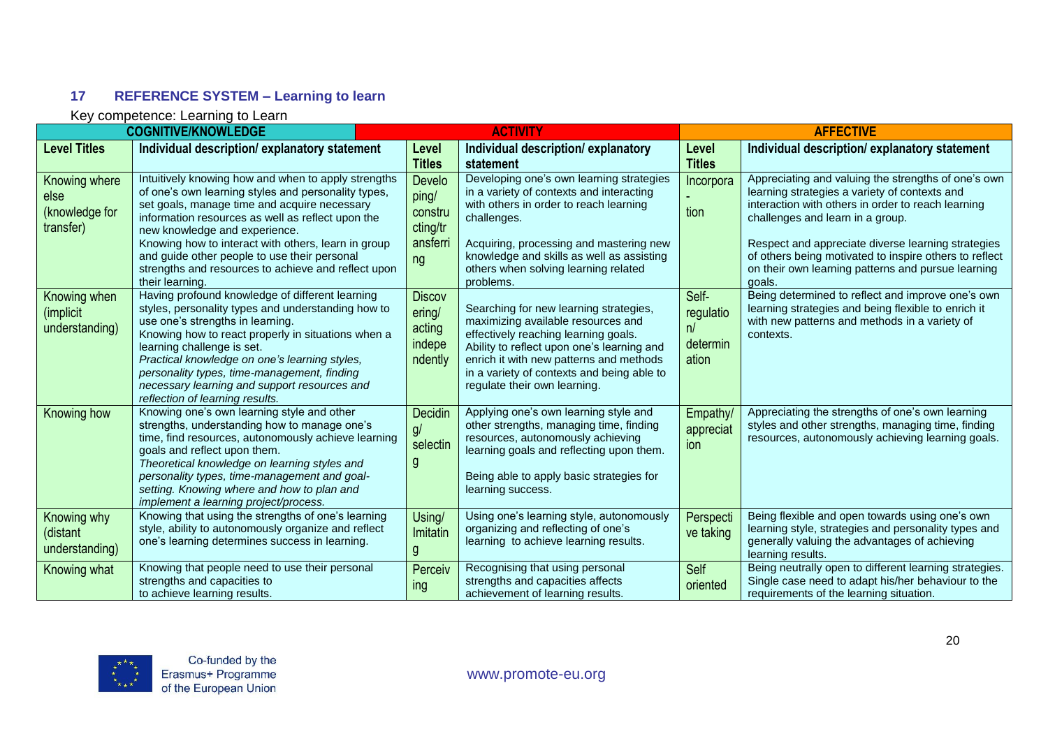## 17 REFERENCE SYSTEM – Learning to learn

Key competence: Learning to Learn

| COGNITIVE/KNOWLEDGE | | ACTIVITY | | AFFECTIVE | |
|---|---|---|---|---|---|
| **Level Titles** | **Individual description/ explanatory statement** | **Level Titles** | **Individual description/ explanatory statement** | **Level Titles** | **Individual description/ explanatory statement** |
| Knowing where else (knowledge for transfer) | Intuitively knowing how and when to apply strengths of one's own learning styles and personality types, set goals, manage time and acquire necessary information resources as well as reflect upon the new knowledge and experience.<br>Knowing how to interact with others, learn in group and guide other people to use their personal strengths and resources to achieve and reflect upon their learning. | Developing/ constructing/transferring | Developing one's own learning strategies in a variety of contexts and interacting with others in order to reach learning challenges.<br><br>Acquiring, processing and mastering new knowledge and skills as well as assisting others when solving learning related problems. | Incorporation | Appreciating and valuing the strengths of one's own learning strategies a variety of contexts and interaction with others in order to reach learning challenges and learn in a group.<br><br>Respect and appreciate diverse learning strategies of others being motivated to inspire others to reflect on their own learning patterns and pursue learning goals. |
| Knowing when (implicit understanding) | Having profound knowledge of different learning styles, personality types and understanding how to use one's strengths in learning.<br>Knowing how to react properly in situations when a learning challenge is set.<br>*Practical knowledge on one's learning styles, personality types, time-management, finding necessary learning and support resources and reflection of learning results.* | Discovering/ acting independently | Searching for new learning strategies, maximizing available resources and effectively reaching learning goals.<br>Ability to reflect upon one's learning and enrich it with new patterns and methods in a variety of contexts and being able to regulate their own learning. | Self-regulation/ determination | Being determined to reflect and improve one's own learning strategies and being flexible to enrich it with new patterns and methods in a variety of contexts. |
| Knowing how | Knowing one's own learning style and other strengths, understanding how to manage one's time, find resources, autonomously achieve learning goals and reflect upon them.<br>*Theoretical knowledge on learning styles and personality types, time-management and goal-setting. Knowing where and how to plan and implement a learning project/process.* | Deciding/ selecting | Applying one's own learning style and other strengths, managing time, finding resources, autonomously achieving learning goals and reflecting upon them.<br><br>Being able to apply basic strategies for learning success. | Empathy/ appreciation | Appreciating the strengths of one's own learning styles and other strengths, managing time, finding resources, autonomously achieving learning goals. |
| Knowing why (distant understanding) | Knowing that using the strengths of one's learning style, ability to autonomously organize and reflect one's learning determines success in learning. | Using/ Imitating | Using one's learning style, autonomously organizing and reflecting of one's learning to achieve learning results. | Perspective taking | Being flexible and open towards using one's own learning style, strategies and personality types and generally valuing the advantages of achieving learning results. |
| Knowing what | Knowing that people need to use their personal strengths and capacities to to achieve learning results. | Perceiving | Recognising that using personal strengths and capacities affects achievement of learning results. | Self oriented | Being neutrally open to different learning strategies. Single case need to adapt his/her behaviour to the requirements of the learning situation. |

Co-funded by the Erasmus+ Programme of the European Union

www.promote-eu.org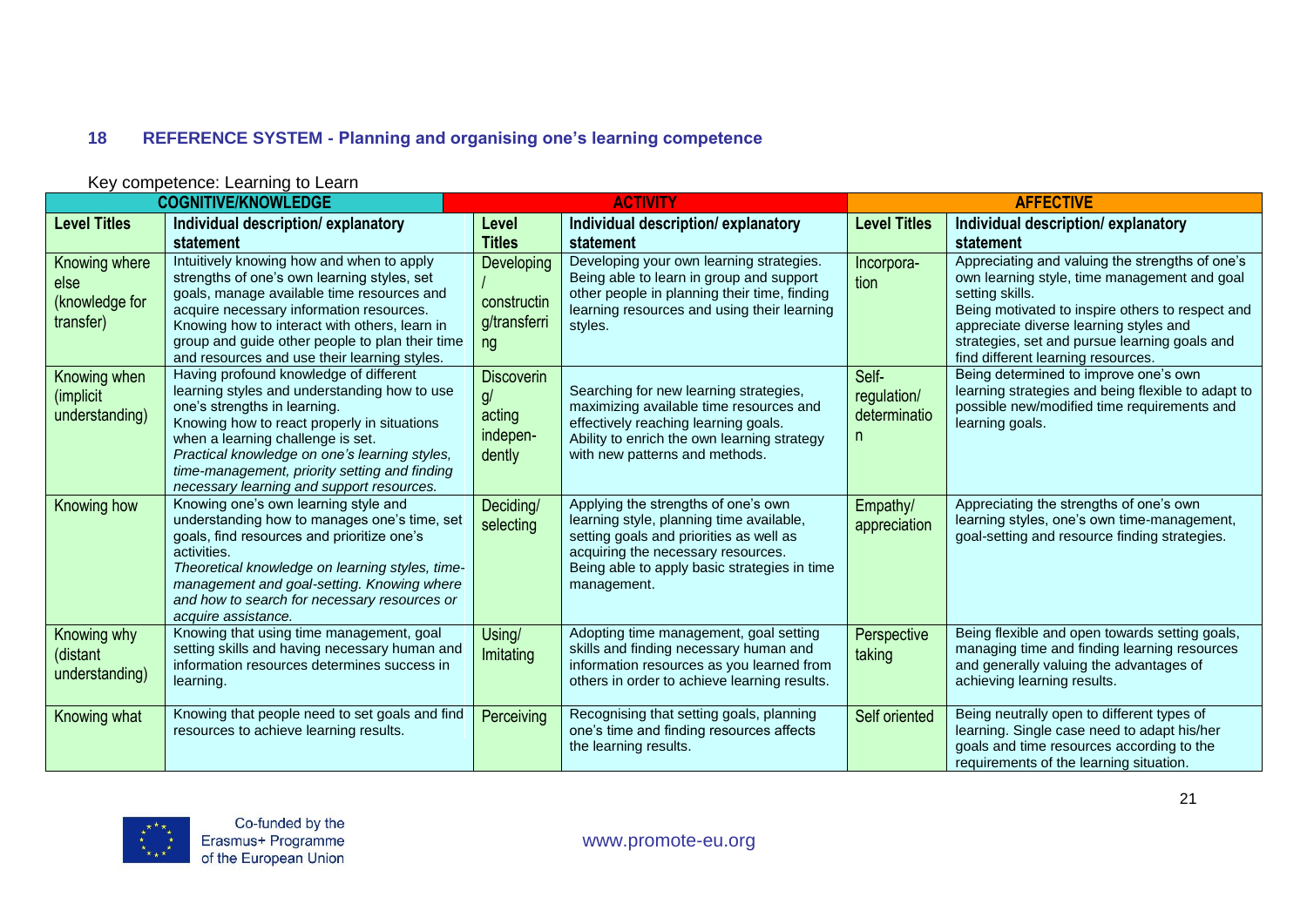## 18 REFERENCE SYSTEM - Planning and organising one's learning competence

Key competence: Learning to Learn

| COGNITIVE/KNOWLEDGE | | ACTIVITY | | AFFECTIVE | |
|---|---|---|---|---|---|
| **Level Titles** | **Individual description/ explanatory statement** | **Level Titles** | **Individual description/ explanatory statement** | **Level Titles** | **Individual description/ explanatory statement** |
| Knowing where else (knowledge for transfer) | Intuitively knowing how and when to apply strengths of one's own learning styles, set goals, manage available time resources and acquire necessary information resources. Knowing how to interact with others, learn in group and guide other people to plan their time and resources and use their learning styles. | Developing / constructing/transferring | Developing your own learning strategies. Being able to learn in group and support other people in planning their time, finding learning resources and using their learning styles. | Incorpora-tion | Appreciating and valuing the strengths of one's own learning style, time management and goal setting skills. Being motivated to inspire others to respect and appreciate diverse learning styles and strategies, set and pursue learning goals and find different learning resources. |
| Knowing when (implicit understanding) | Having profound knowledge of different learning styles and understanding how to use one's strengths in learning. Knowing how to react properly in situations when a learning challenge is set. *Practical knowledge on one's learning styles, time-management, priority setting and finding necessary learning and support resources.* | Discovering/ acting indepen-dently | Searching for new learning strategies, maximizing available time resources and effectively reaching learning goals. Ability to enrich the own learning strategy with new patterns and methods. | Self-regulation/ determination | Being determined to improve one's own learning strategies and being flexible to adapt to possible new/modified time requirements and learning goals. |
| Knowing how | Knowing one's own learning style and understanding how to manages one's time, set goals, find resources and prioritize one's activities. *Theoretical knowledge on learning styles, time-management and goal-setting. Knowing where and how to search for necessary resources or acquire assistance.* | Deciding/ selecting | Applying the strengths of one's own learning style, planning time available, setting goals and priorities as well as acquiring the necessary resources. Being able to apply basic strategies in time management. | Empathy/ appreciation | Appreciating the strengths of one's own learning styles, one's own time-management, goal-setting and resource finding strategies. |
| Knowing why (distant understanding) | Knowing that using time management, goal setting skills and having necessary human and information resources determines success in learning. | Using/ Imitating | Adopting time management, goal setting skills and finding necessary human and information resources as you learned from others in order to achieve learning results. | Perspective taking | Being flexible and open towards setting goals, managing time and finding learning resources and generally valuing the advantages of achieving learning results. |
| Knowing what | Knowing that people need to set goals and find resources to achieve learning results. | Perceiving | Recognising that setting goals, planning one's time and finding resources affects the learning results. | Self oriented | Being neutrally open to different types of learning. Single case need to adapt his/her goals and time resources according to the requirements of the learning situation. |